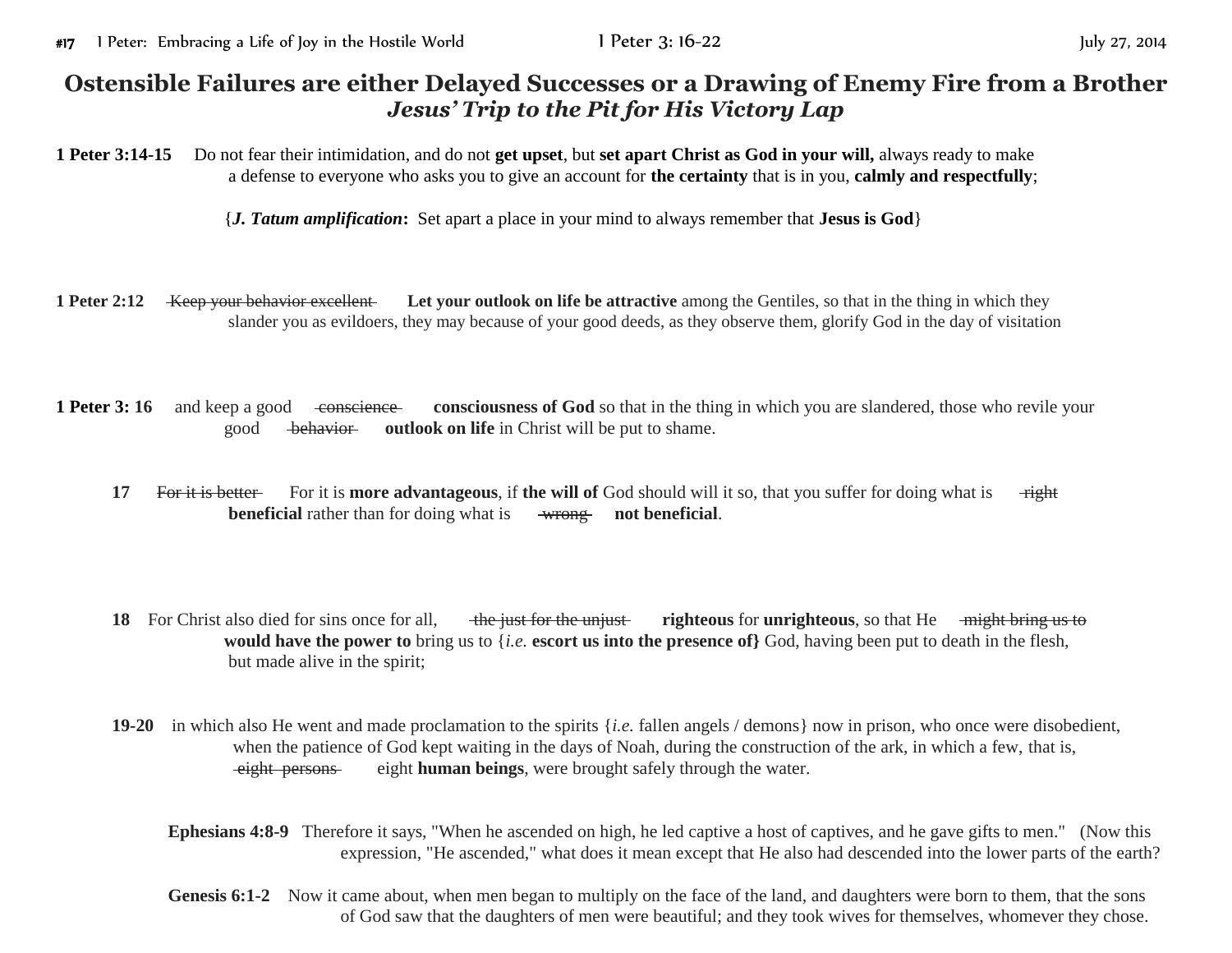#17 1 Peter: Embracing a Life of Joy in the Hostile World — 1 Peter 3: 16-22 — July 27, 2014

# Ostensible Failures are either Delayed Successes or a Drawing of Enemy Fire from a Brother
## *Jesus' Trip to the Pit for His Victory Lap*

**1 Peter 3:14-15** Do not fear their intimidation, and do not **get upset**, but **set apart Christ as God in your will,** always ready to make a defense to everyone who asks you to give an account for **the certainty** that is in you, **calmly and respectfully**;

{***J. Tatum amplification*:** Set apart a place in your mind to always remember that **Jesus is God**}

**1 Peter 2:12** ~~Keep your behavior excellent~~ **Let your outlook on life be attractive** among the Gentiles, so that in the thing in which they slander you as evildoers, they may because of your good deeds, as they observe them, glorify God in the day of visitation

**1 Peter 3: 16** and keep a good ~~conscience~~ **consciousness of God** so that in the thing in which you are slandered, those who revile your good ~~behavior~~ **outlook on life** in Christ will be put to shame.

**17** ~~For it is better~~ For it is **more advantageous**, if **the will of** God should will it so, that you suffer for doing what is ~~right~~ **beneficial** rather than for doing what is ~~wrong~~ **not beneficial**.

**18** For Christ also died for sins once for all, ~~the just for the unjust~~ **righteous** for **unrighteous**, so that He ~~might bring us to~~ **would have the power to** bring us to {*i.e.* **escort us into the presence of}** God, having been put to death in the flesh, but made alive in the spirit;

**19-20** in which also He went and made proclamation to the spirits {*i.e.* fallen angels / demons} now in prison, who once were disobedient, when the patience of God kept waiting in the days of Noah, during the construction of the ark, in which a few, that is, ~~eight persons~~ eight **human beings**, were brought safely through the water.

**Ephesians 4:8-9** Therefore it says, "When he ascended on high, he led captive a host of captives, and he gave gifts to men." (Now this expression, "He ascended," what does it mean except that He also had descended into the lower parts of the earth?

**Genesis 6:1-2** Now it came about, when men began to multiply on the face of the land, and daughters were born to them, that the sons of God saw that the daughters of men were beautiful; and they took wives for themselves, whomever they chose.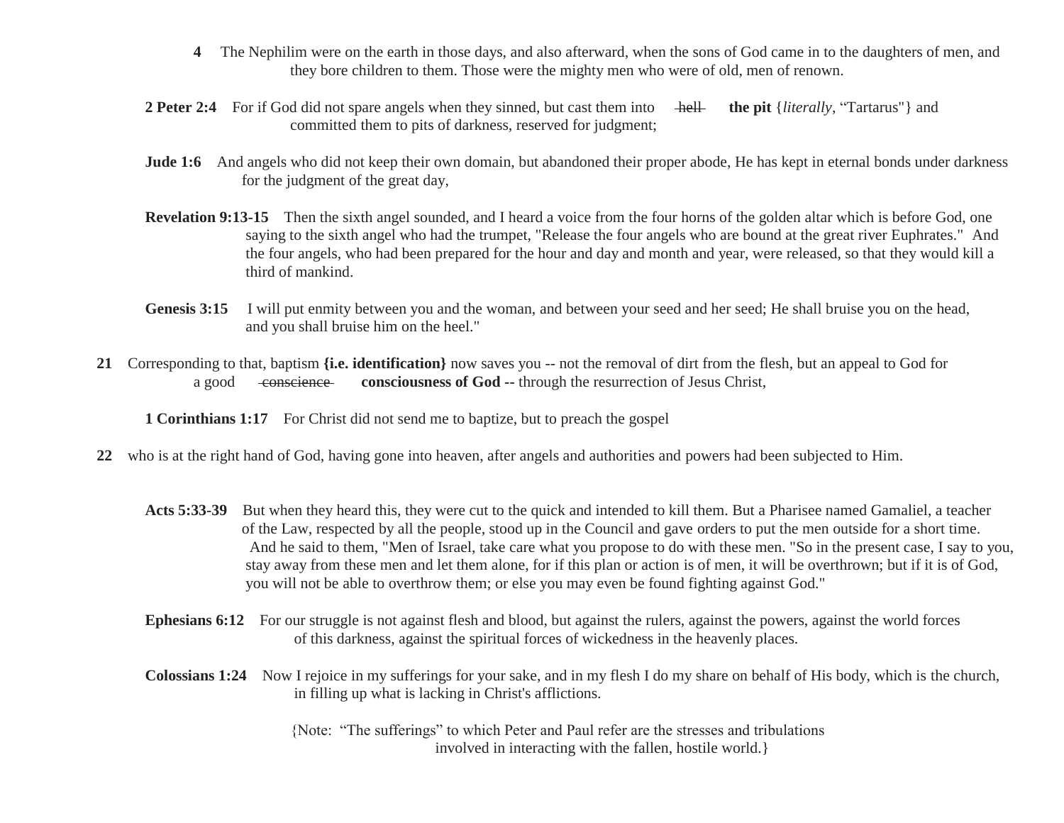**4** The Nephilim were on the earth in those days, and also afterward, when the sons of God came in to the daughters of men, and they bore children to them. Those were the mighty men who were of old, men of renown.

**2 Peter 2:4** For if God did not spare angels when they sinned, but cast them into ~~hell~~ **the pit** {*literally*, "Tartarus"} and committed them to pits of darkness, reserved for judgment;

**Jude 1:6** And angels who did not keep their own domain, but abandoned their proper abode, He has kept in eternal bonds under darkness for the judgment of the great day,

**Revelation 9:13-15** Then the sixth angel sounded, and I heard a voice from the four horns of the golden altar which is before God, one saying to the sixth angel who had the trumpet, "Release the four angels who are bound at the great river Euphrates." And the four angels, who had been prepared for the hour and day and month and year, were released, so that they would kill a third of mankind.

**Genesis 3:15** I will put enmity between you and the woman, and between your seed and her seed; He shall bruise you on the head, and you shall bruise him on the heel."

**21** Corresponding to that, baptism **{i.e. identification}** now saves you -- not the removal of dirt from the flesh, but an appeal to God for a good ~~conscience~~ **consciousness of God --** through the resurrection of Jesus Christ,

**1 Corinthians 1:17** For Christ did not send me to baptize, but to preach the gospel

**22** who is at the right hand of God, having gone into heaven, after angels and authorities and powers had been subjected to Him.

**Acts 5:33-39** But when they heard this, they were cut to the quick and intended to kill them. But a Pharisee named Gamaliel, a teacher of the Law, respected by all the people, stood up in the Council and gave orders to put the men outside for a short time. And he said to them, "Men of Israel, take care what you propose to do with these men. "So in the present case, I say to you, stay away from these men and let them alone, for if this plan or action is of men, it will be overthrown; but if it is of God, you will not be able to overthrow them; or else you may even be found fighting against God."

**Ephesians 6:12** For our struggle is not against flesh and blood, but against the rulers, against the powers, against the world forces of this darkness, against the spiritual forces of wickedness in the heavenly places.

**Colossians 1:24** Now I rejoice in my sufferings for your sake, and in my flesh I do my share on behalf of His body, which is the church, in filling up what is lacking in Christ's afflictions.

{Note: "The sufferings" to which Peter and Paul refer are the stresses and tribulations involved in interacting with the fallen, hostile world.}